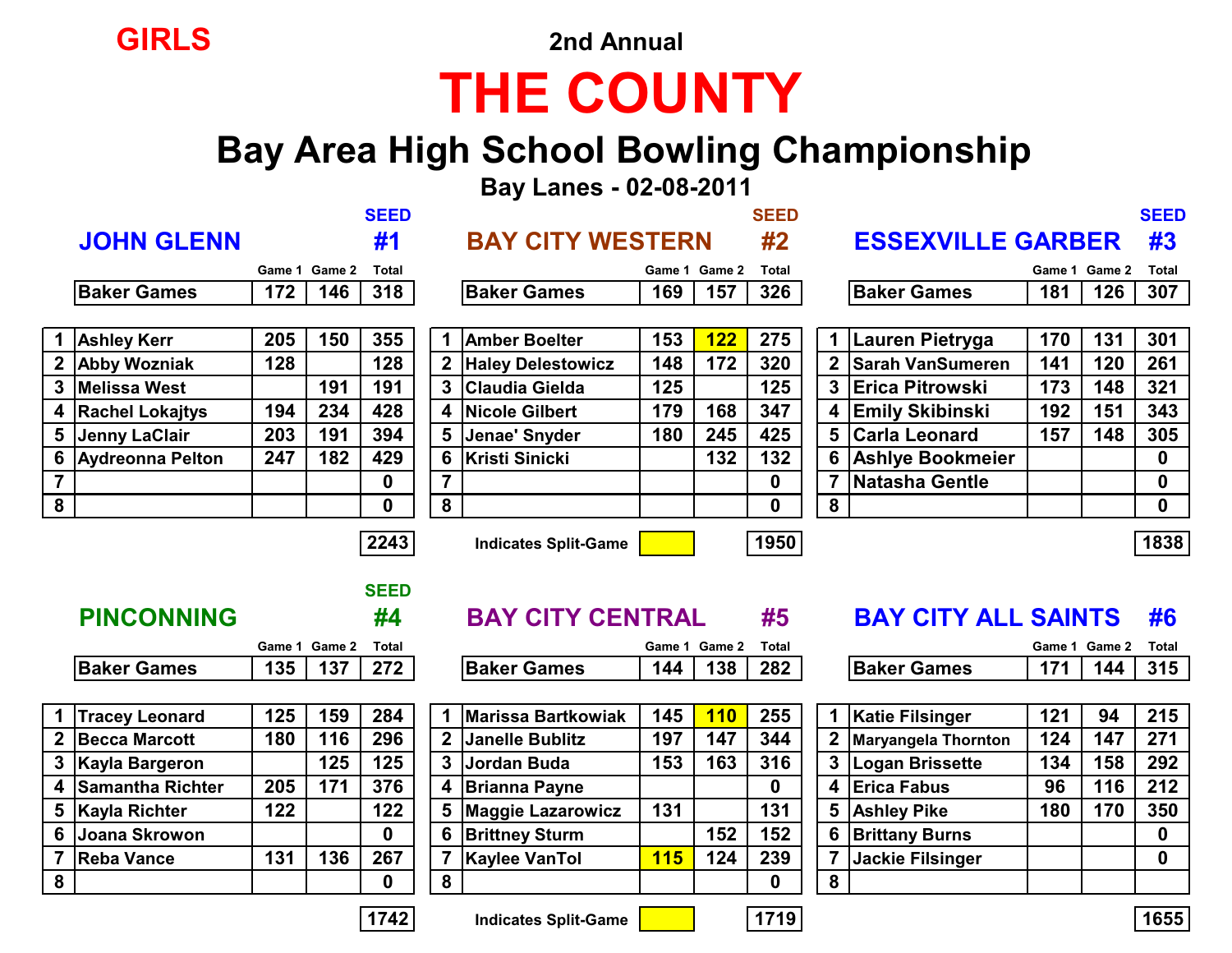GIRLS

2nd Annual

# THE COUNTY

## Bay Area High School Bowling Championship

### Bay Lanes - 02-08-2011

### JOHN GLENN — SEED #1

| | | Game 1 | Game 2 | Total |
|---|---|---|---|---|
| | Baker Games | 172 | 146 | 318 |
| 1 | Ashley Kerr | 205 | 150 | 355 |
| 2 | Abby Wozniak | 128 | | 128 |
| 3 | Melissa West | | 191 | 191 |
| 4 | Rachel Lokajtys | 194 | 234 | 428 |
| 5 | Jenny LaClair | 203 | 191 | 394 |
| 6 | Aydreonna Pelton | 247 | 182 | 429 |
| 7 | | | | 0 |
| 8 | | | | 0 |
| | | | | 2243 |

### BAY CITY WESTERN — SEED #2

| | | Game 1 | Game 2 | Total |
|---|---|---|---|---|
| | Baker Games | 169 | 157 | 326 |
| 1 | Amber Boelter | 153 | 122 | 275 |
| 2 | Haley Delestowicz | 148 | 172 | 320 |
| 3 | Claudia Gielda | 125 | | 125 |
| 4 | Nicole Gilbert | 179 | 168 | 347 |
| 5 | Jenae' Snyder | 180 | 245 | 425 |
| 6 | Kristi Sinicki | | 132 | 132 |
| 7 | | | | 0 |
| 8 | | | | 0 |
| | | | | 1950 |

Indicates Split-Game (highlighted: Amber Boelter Game 2)

### ESSEXVILLE GARBER — SEED #3

| | | Game 1 | Game 2 | Total |
|---|---|---|---|---|
| | Baker Games | 181 | 126 | 307 |
| 1 | Lauren Pietryga | 170 | 131 | 301 |
| 2 | Sarah VanSumeren | 141 | 120 | 261 |
| 3 | Erica Pitrowski | 173 | 148 | 321 |
| 4 | Emily Skibinski | 192 | 151 | 343 |
| 5 | Carla Leonard | 157 | 148 | 305 |
| 6 | Ashlye Bookmeier | | | 0 |
| 7 | Natasha Gentle | | | 0 |
| 8 | | | | 0 |
| | | | | 1838 |

### PINCONNING — SEED #4

| | | Game 1 | Game 2 | Total |
|---|---|---|---|---|
| | Baker Games | 135 | 137 | 272 |
| 1 | Tracey Leonard | 125 | 159 | 284 |
| 2 | Becca Marcott | 180 | 116 | 296 |
| 3 | Kayla Bargeron | | 125 | 125 |
| 4 | Samantha Richter | 205 | 171 | 376 |
| 5 | Kayla Richter | 122 | | 122 |
| 6 | Joana Skrowon | | | 0 |
| 7 | Reba Vance | 131 | 136 | 267 |
| 8 | | | | 0 |
| | | | | 1742 |

### BAY CITY CENTRAL — #5

| | | Game 1 | Game 2 | Total |
|---|---|---|---|---|
| | Baker Games | 144 | 138 | 282 |
| 1 | Marissa Bartkowiak | 145 | 110 | 255 |
| 2 | Janelle Bublitz | 197 | 147 | 344 |
| 3 | Jordan Buda | 153 | 163 | 316 |
| 4 | Brianna Payne | | | 0 |
| 5 | Maggie Lazarowicz | 131 | | 131 |
| 6 | Brittney Sturm | | 152 | 152 |
| 7 | Kaylee VanTol | 115 | 124 | 239 |
| 8 | | | | 0 |
| | | | | 1719 |

Indicates Split-Game (highlighted: Marissa Bartkowiak Game 2, Kaylee VanTol Game 1)

### BAY CITY ALL SAINTS — #6

| | | Game 1 | Game 2 | Total |
|---|---|---|---|---|
| | Baker Games | 171 | 144 | 315 |
| 1 | Katie Filsinger | 121 | 94 | 215 |
| 2 | Maryangela Thornton | 124 | 147 | 271 |
| 3 | Logan Brissette | 134 | 158 | 292 |
| 4 | Erica Fabus | 96 | 116 | 212 |
| 5 | Ashley Pike | 180 | 170 | 350 |
| 6 | Brittany Burns | | | 0 |
| 7 | Jackie Filsinger | | | 0 |
| 8 | | | | |
| | | | | 1655 |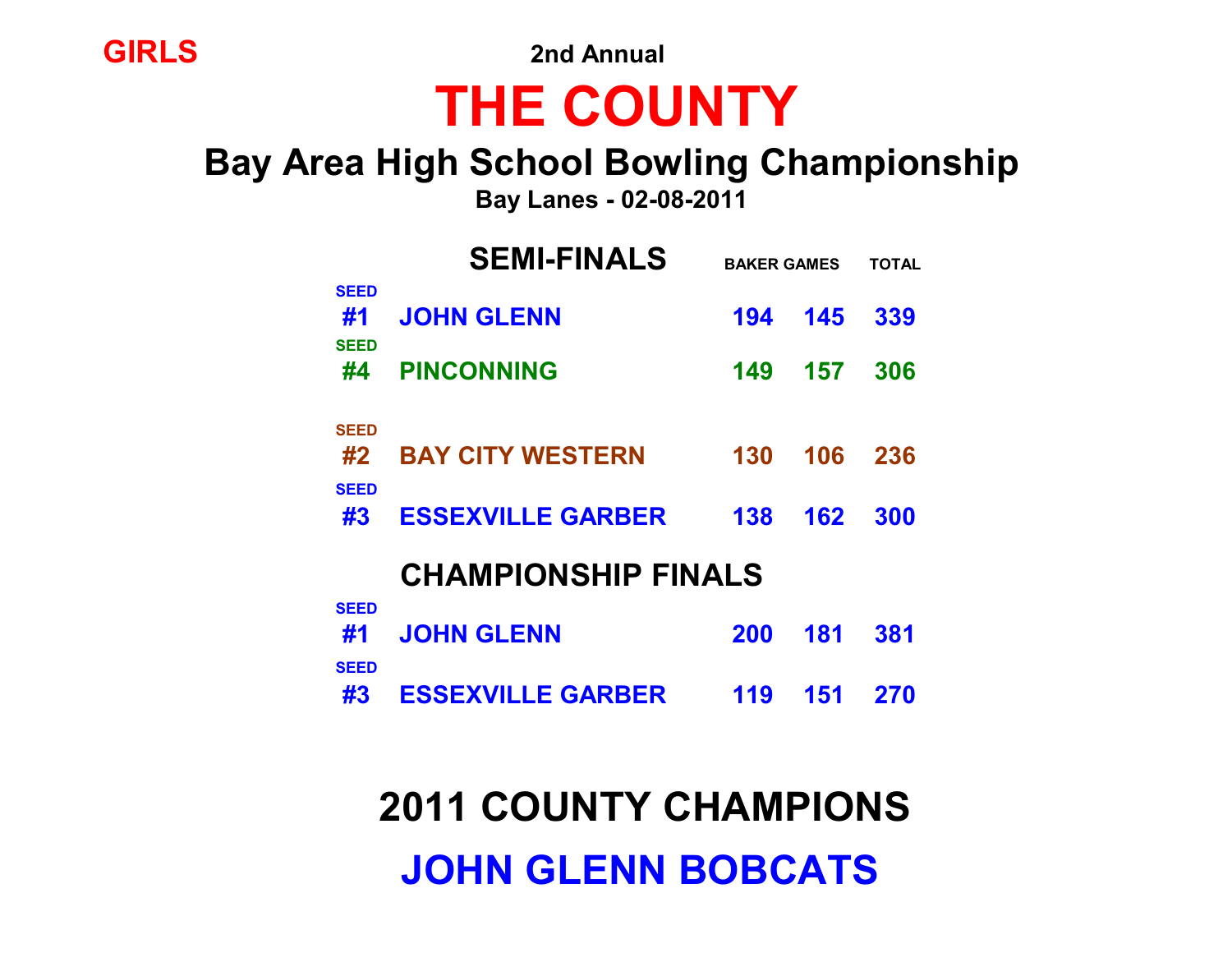**GIRLS**

2nd Annual

# THE COUNTY

## Bay Area High School Bowling Championship

**Bay Lanes - 02-08-2011**

### SEMI-FINALS

| SEED | TEAM | BAKER GAMES | | TOTAL |
|---|---|---|---|---|
| #1 | JOHN GLENN | 194 | 145 | 339 |
| #4 | PINCONNING | 149 | 157 | 306 |
| | | | | |
| #2 | BAY CITY WESTERN | 130 | 106 | 236 |
| #3 | ESSEXVILLE GARBER | 138 | 162 | 300 |

### CHAMPIONSHIP FINALS

| SEED | TEAM | BAKER GAMES | | TOTAL |
|---|---|---|---|---|
| #1 | JOHN GLENN | 200 | 181 | 381 |
| #3 | ESSEXVILLE GARBER | 119 | 151 | 270 |

## 2011 COUNTY CHAMPIONS

## JOHN GLENN BOBCATS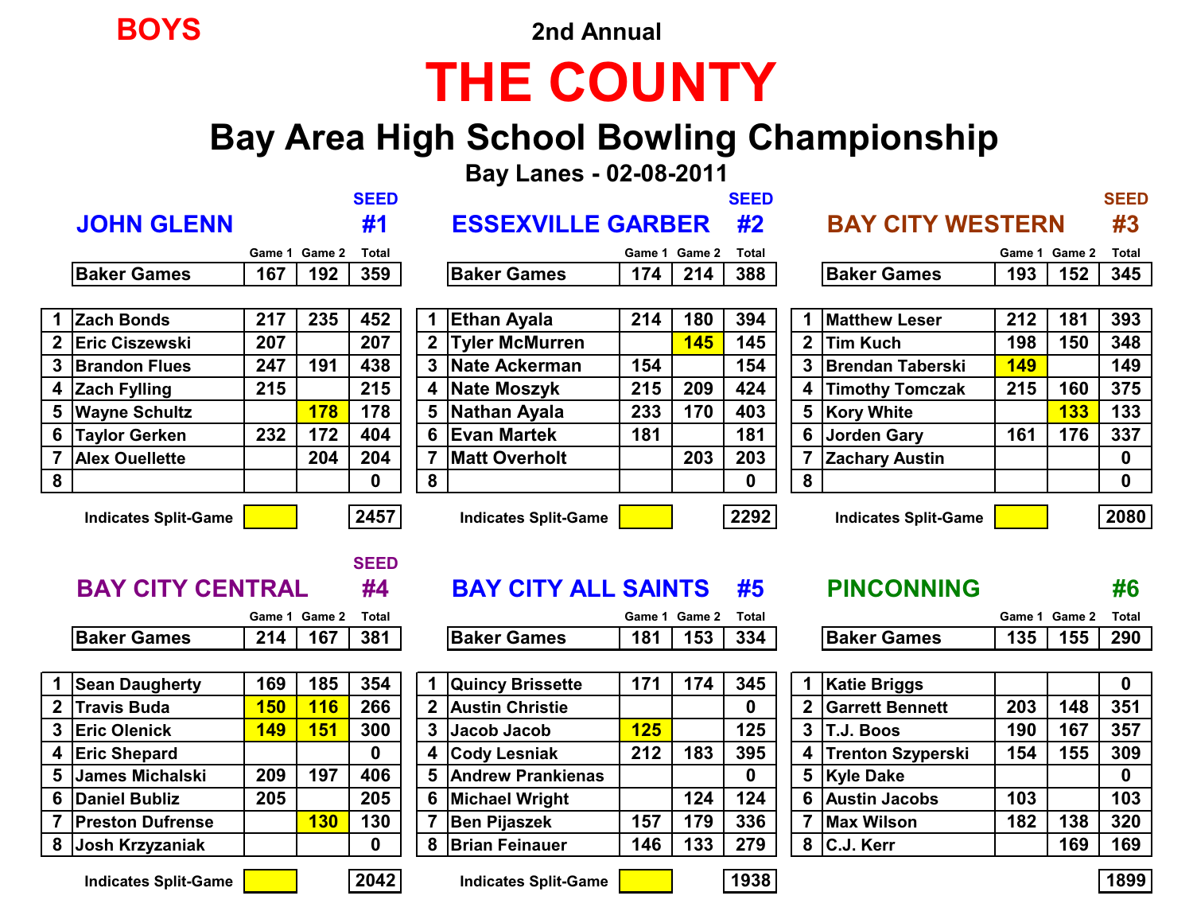**BOYS**

2nd Annual

# THE COUNTY

## Bay Area High School Bowling Championship

### Bay Lanes - 02-08-2011

### JOHN GLENN — SEED #1

| | | Game 1 | Game 2 | Total |
|---|---|---|---|---|
| | Baker Games | 167 | 192 | 359 |
| 1 | Zach Bonds | 217 | 235 | 452 |
| 2 | Eric Ciszewski | 207 | | 207 |
| 3 | Brandon Flues | 247 | 191 | 438 |
| 4 | Zach Fylling | 215 | | 215 |
| 5 | Wayne Schultz | | 178 | 178 |
| 6 | Taylor Gerken | 232 | 172 | 404 |
| 7 | Alex Ouellette | | 204 | 204 |
| 8 | | | | 0 |
| | Indicates Split-Game | | | 2457 |

### ESSEXVILLE GARBER — SEED #2

| | | Game 1 | Game 2 | Total |
|---|---|---|---|---|
| | Baker Games | 174 | 214 | 388 |
| 1 | Ethan Ayala | 214 | 180 | 394 |
| 2 | Tyler McMurren | | 145 | 145 |
| 3 | Nate Ackerman | 154 | | 154 |
| 4 | Nate Moszyk | 215 | 209 | 424 |
| 5 | Nathan Ayala | 233 | 170 | 403 |
| 6 | Evan Martek | 181 | | 181 |
| 7 | Matt Overholt | | 203 | 203 |
| 8 | | | | 0 |
| | Indicates Split-Game | | | 2292 |

### BAY CITY WESTERN — SEED #3

| | | Game 1 | Game 2 | Total |
|---|---|---|---|---|
| | Baker Games | 193 | 152 | 345 |
| 1 | Matthew Leser | 212 | 181 | 393 |
| 2 | Tim Kuch | 198 | 150 | 348 |
| 3 | Brendan Taberski | 149 | | 149 |
| 4 | Timothy Tomczak | 215 | 160 | 375 |
| 5 | Kory White | | 133 | 133 |
| 6 | Jorden Gary | 161 | 176 | 337 |
| 7 | Zachary Austin | | | 0 |
| 8 | | | | 0 |
| | Indicates Split-Game | | | 2080 |

### BAY CITY CENTRAL — SEED #4

| | | Game 1 | Game 2 | Total |
|---|---|---|---|---|
| | Baker Games | 214 | 167 | 381 |
| 1 | Sean Daugherty | 169 | 185 | 354 |
| 2 | Travis Buda | 150 | 116 | 266 |
| 3 | Eric Olenick | 149 | 151 | 300 |
| 4 | Eric Shepard | | | 0 |
| 5 | James Michalski | 209 | 197 | 406 |
| 6 | Daniel Bubliz | 205 | | 205 |
| 7 | Preston Dufrense | | 130 | 130 |
| 8 | Josh Krzyzaniak | | | 0 |
| | Indicates Split-Game | | | 2042 |

### BAY CITY ALL SAINTS — #5

| | | Game 1 | Game 2 | Total |
|---|---|---|---|---|
| | Baker Games | 181 | 153 | 334 |
| 1 | Quincy Brissette | 171 | 174 | 345 |
| 2 | Austin Christie | | | 0 |
| 3 | Jacob Jacob | 125 | | 125 |
| 4 | Cody Lesniak | 212 | 183 | 395 |
| 5 | Andrew Prankienas | | | 0 |
| 6 | Michael Wright | | 124 | 124 |
| 7 | Ben Pijaszek | 157 | 179 | 336 |
| 8 | Brian Feinauer | 146 | 133 | 279 |
| | Indicates Split-Game | | | 1938 |

### PINCONNING — #6

| | | Game 1 | Game 2 | Total |
|---|---|---|---|---|
| | Baker Games | 135 | 155 | 290 |
| 1 | Katie Briggs | | | 0 |
| 2 | Garrett Bennett | 203 | 148 | 351 |
| 3 | T.J. Boos | 190 | 167 | 357 |
| 4 | Trenton Szyperski | 154 | 155 | 309 |
| 5 | Kyle Dake | | | 0 |
| 6 | Austin Jacobs | 103 | | 103 |
| 7 | Max Wilson | 182 | 138 | 320 |
| 8 | C.J. Kerr | | 169 | 169 |
| | | | | 1899 |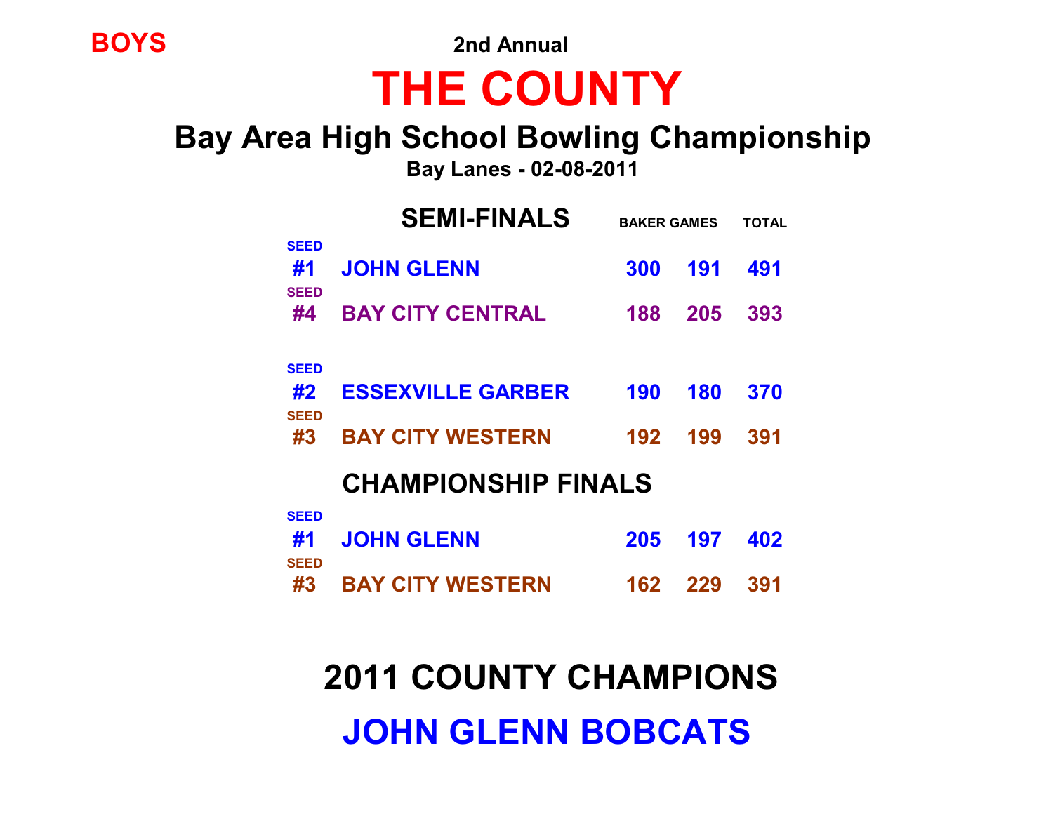**BOYS**

2nd Annual

# THE COUNTY

## Bay Area High School Bowling Championship

**Bay Lanes - 02-08-2011**

### SEMI-FINALS

| SEED | TEAM | BAKER GAMES | | TOTAL |
|---|---|---|---|---|
| #1 | JOHN GLENN | 300 | 191 | 491 |
| #4 | BAY CITY CENTRAL | 188 | 205 | 393 |
| | | | | |
| #2 | ESSEXVILLE GARBER | 190 | 180 | 370 |
| #3 | BAY CITY WESTERN | 192 | 199 | 391 |

### CHAMPIONSHIP FINALS

| SEED | TEAM | BAKER GAMES | | TOTAL |
|---|---|---|---|---|
| #1 | JOHN GLENN | 205 | 197 | 402 |
| #3 | BAY CITY WESTERN | 162 | 229 | 391 |

## 2011 COUNTY CHAMPIONS

## JOHN GLENN BOBCATS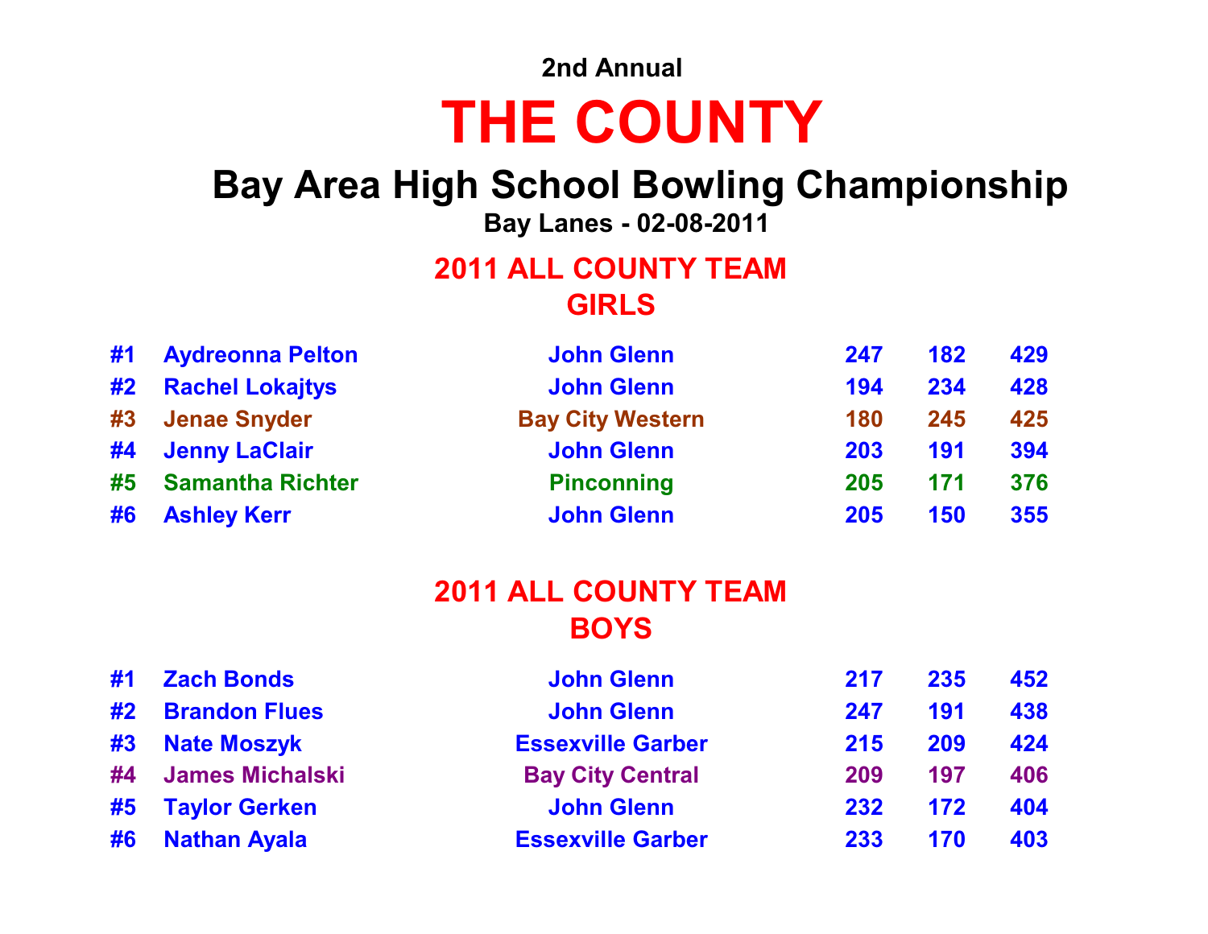**2nd Annual**

# THE COUNTY

## Bay Area High School Bowling Championship

**Bay Lanes - 02-08-2011**

### 2011 ALL COUNTY TEAM
### GIRLS

| | | | | | |
|---|---|---|---|---|---|
| #1 | Aydreonna Pelton | John Glenn | 247 | 182 | 429 |
| #2 | Rachel Lokajtys | John Glenn | 194 | 234 | 428 |
| #3 | Jenae Snyder | Bay City Western | 180 | 245 | 425 |
| #4 | Jenny LaClair | John Glenn | 203 | 191 | 394 |
| #5 | Samantha Richter | Pinconning | 205 | 171 | 376 |
| #6 | Ashley Kerr | John Glenn | 205 | 150 | 355 |

### 2011 ALL COUNTY TEAM
### BOYS

| | | | | | |
|---|---|---|---|---|---|
| #1 | Zach Bonds | John Glenn | 217 | 235 | 452 |
| #2 | Brandon Flues | John Glenn | 247 | 191 | 438 |
| #3 | Nate Moszyk | Essexville Garber | 215 | 209 | 424 |
| #4 | James Michalski | Bay City Central | 209 | 197 | 406 |
| #5 | Taylor Gerken | John Glenn | 232 | 172 | 404 |
| #6 | Nathan Ayala | Essexville Garber | 233 | 170 | 403 |